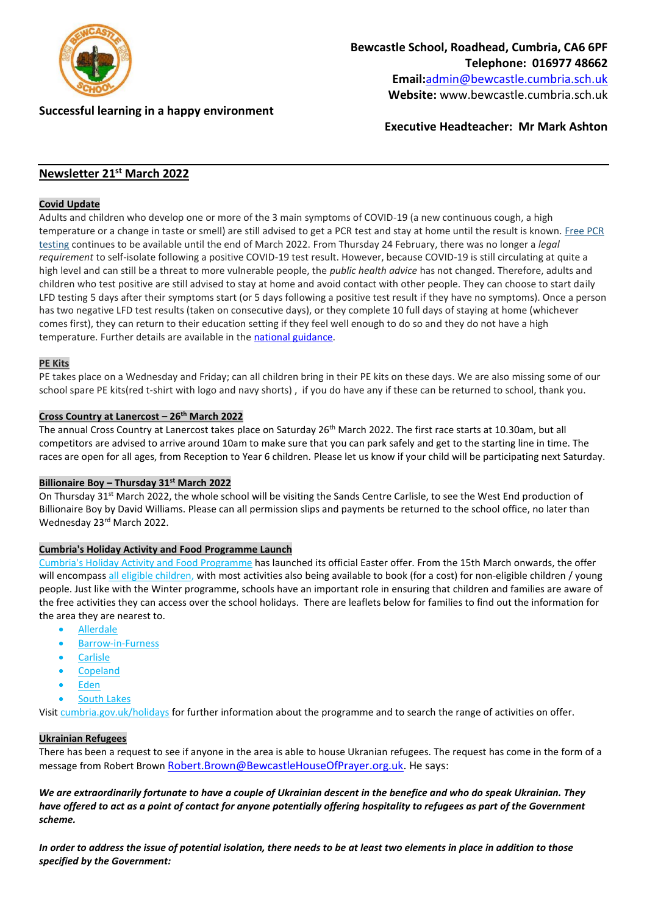**Bewcastle School, Roadhead, Cumbria, CA6 6PF**
**Telephone: 016977 48662**
**Email:**admin@bewcastle.cumbria.sch.uk
**Website:** www.bewcastle.cumbria.sch.uk

**Successful learning in a happy environment**

**Executive Headteacher: Mr Mark Ashton**

## Newsletter 21st March 2022

### Covid Update

Adults and children who develop one or more of the 3 main symptoms of COVID-19 (a new continuous cough, a high temperature or a change in taste or smell) are still advised to get a PCR test and stay at home until the result is known. Free PCR testing continues to be available until the end of March 2022. From Thursday 24 February, there was no longer a *legal requirement* to self-isolate following a positive COVID-19 test result. However, because COVID-19 is still circulating at quite a high level and can still be a threat to more vulnerable people, the *public health advice* has not changed. Therefore, adults and children who test positive are still advised to stay at home and avoid contact with other people. They can choose to start daily LFD testing 5 days after their symptoms start (or 5 days following a positive test result if they have no symptoms). Once a person has two negative LFD test results (taken on consecutive days), or they complete 10 full days of staying at home (whichever comes first), they can return to their education setting if they feel well enough to do so and they do not have a high temperature. Further details are available in the national guidance.

### PE Kits

PE takes place on a Wednesday and Friday; can all children bring in their PE kits on these days. We are also missing some of our school spare PE kits(red t-shirt with logo and navy shorts) , if you do have any if these can be returned to school, thank you.

### Cross Country at Lanercost – 26th March 2022

The annual Cross Country at Lanercost takes place on Saturday 26th March 2022. The first race starts at 10.30am, but all competitors are advised to arrive around 10am to make sure that you can park safely and get to the starting line in time. The races are open for all ages, from Reception to Year 6 children. Please let us know if your child will be participating next Saturday.

### Billionaire Boy – Thursday 31st March 2022

On Thursday 31st March 2022, the whole school will be visiting the Sands Centre Carlisle, to see the West End production of Billionaire Boy by David Williams. Please can all permission slips and payments be returned to the school office, no later than Wednesday 23rd March 2022.

### Cumbria's Holiday Activity and Food Programme Launch

Cumbria's Holiday Activity and Food Programme has launched its official Easter offer. From the 15th March onwards, the offer will encompass all eligible children, with most activities also being available to book (for a cost) for non-eligible children / young people. Just like with the Winter programme, schools have an important role in ensuring that children and families are aware of the free activities they can access over the school holidays. There are leaflets below for families to find out the information for the area they are nearest to.

- Allerdale
- Barrow-in-Furness
- Carlisle
- Copeland
- Eden
- South Lakes

Visit cumbria.gov.uk/holidays for further information about the programme and to search the range of activities on offer.

### Ukrainian Refugees

There has been a request to see if anyone in the area is able to house Ukranian refugees. The request has come in the form of a message from Robert Brown Robert.Brown@BewcastleHouseOfPrayer.org.uk. He says:

***We are extraordinarily fortunate to have a couple of Ukrainian descent in the benefice and who do speak Ukrainian. They have offered to act as a point of contact for anyone potentially offering hospitality to refugees as part of the Government scheme.***

***In order to address the issue of potential isolation, there needs to be at least two elements in place in addition to those specified by the Government:***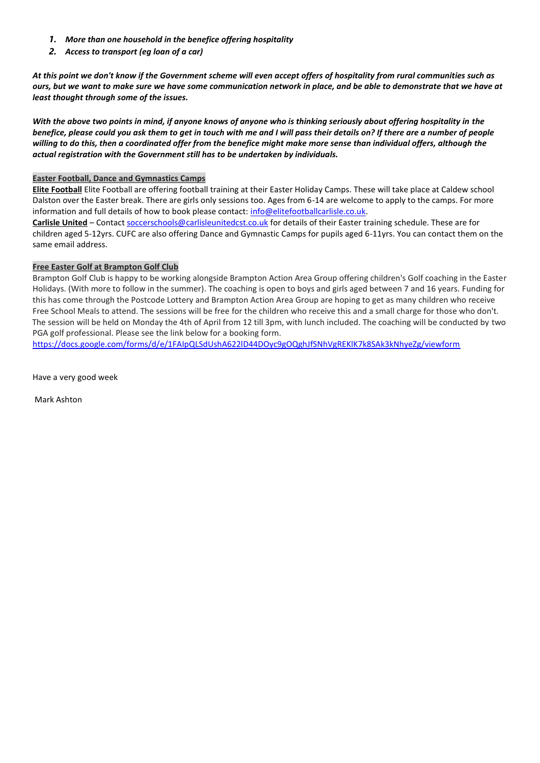1. ***More than one household in the benefice offering hospitality***
2. ***Access to transport (eg loan of a car)***

***At this point we don't know if the Government scheme will even accept offers of hospitality from rural communities such as ours, but we want to make sure we have some communication network in place, and be able to demonstrate that we have at least thought through some of the issues.***

***With the above two points in mind, if anyone knows of anyone who is thinking seriously about offering hospitality in the benefice, please could you ask them to get in touch with me and I will pass their details on? If there are a number of people willing to do this, then a coordinated offer from the benefice might make more sense than individual offers, although the actual registration with the Government still has to be undertaken by individuals.***

**Easter Football, Dance and Gymnastics Camps**

**Elite Football** Elite Football are offering football training at their Easter Holiday Camps. These will take place at Caldew school Dalston over the Easter break. There are girls only sessions too. Ages from 6-14 are welcome to apply to the camps. For more information and full details of how to book please contact: info@elitefootballcarlisle.co.uk.

**Carlisle United** – Contact soccerschools@carlisleunitedcst.co.uk for details of their Easter training schedule. These are for children aged 5-12yrs. CUFC are also offering Dance and Gymnastic Camps for pupils aged 6-11yrs. You can contact them on the same email address.

**Free Easter Golf at Brampton Golf Club**

Brampton Golf Club is happy to be working alongside Brampton Action Area Group offering children's Golf coaching in the Easter Holidays. (With more to follow in the summer). The coaching is open to boys and girls aged between 7 and 16 years. Funding for this has come through the Postcode Lottery and Brampton Action Area Group are hoping to get as many children who receive Free School Meals to attend. The sessions will be free for the children who receive this and a small charge for those who don't. The session will be held on Monday the 4th of April from 12 till 3pm, with lunch included. The coaching will be conducted by two PGA golf professional. Please see the link below for a booking form.

https://docs.google.com/forms/d/e/1FAIpQLSdUshA622lD44DOyc9gOQghJfSNhVgREKlK7k8SAk3kNhyeZg/viewform

Have a very good week

Mark Ashton